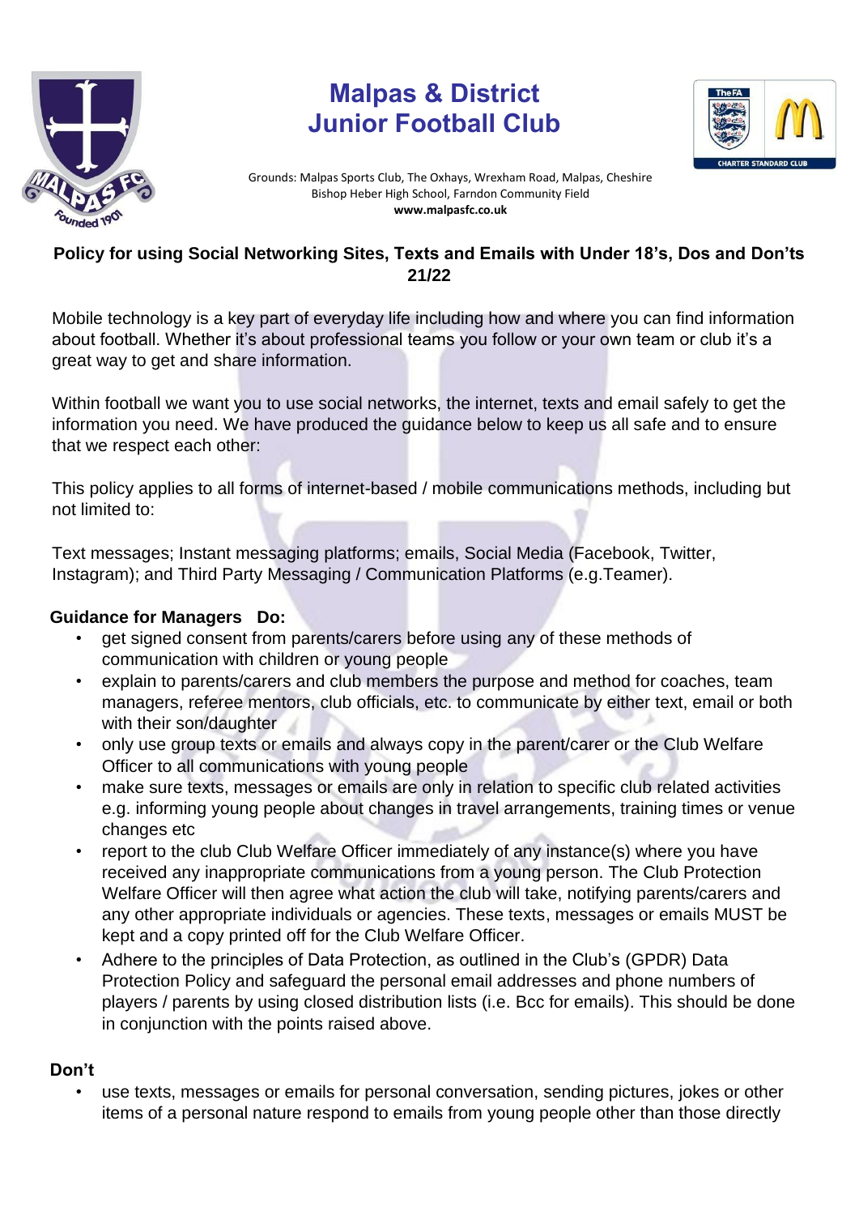# Malpas & District Junior Football Club

Grounds: Malpas Sports Club, The Oxhays, Wrexham Road, Malpas, Cheshire
Bishop Heber High School, Farndon Community Field
**www.malpasfc.co.uk**

## Policy for using Social Networking Sites, Texts and Emails with Under 18's, Dos and Don'ts 21/22

Mobile technology is a key part of everyday life including how and where you can find information about football. Whether it's about professional teams you follow or your own team or club it's a great way to get and share information.

Within football we want you to use social networks, the internet, texts and email safely to get the information you need. We have produced the guidance below to keep us all safe and to ensure that we respect each other:

This policy applies to all forms of internet-based / mobile communications methods, including but not limited to:

Text messages; Instant messaging platforms; emails, Social Media (Facebook, Twitter, Instagram); and Third Party Messaging / Communication Platforms (e.g.Teamer).

### Guidance for Managers Do:

- get signed consent from parents/carers before using any of these methods of communication with children or young people
- explain to parents/carers and club members the purpose and method for coaches, team managers, referee mentors, club officials, etc. to communicate by either text, email or both with their son/daughter
- only use group texts or emails and always copy in the parent/carer or the Club Welfare Officer to all communications with young people
- make sure texts, messages or emails are only in relation to specific club related activities e.g. informing young people about changes in travel arrangements, training times or venue changes etc
- report to the club Club Welfare Officer immediately of any instance(s) where you have received any inappropriate communications from a young person. The Club Protection Welfare Officer will then agree what action the club will take, notifying parents/carers and any other appropriate individuals or agencies. These texts, messages or emails MUST be kept and a copy printed off for the Club Welfare Officer.
- Adhere to the principles of Data Protection, as outlined in the Club's (GPDR) Data Protection Policy and safeguard the personal email addresses and phone numbers of players / parents by using closed distribution lists (i.e. Bcc for emails). This should be done in conjunction with the points raised above.

### Don't

- use texts, messages or emails for personal conversation, sending pictures, jokes or other items of a personal nature respond to emails from young people other than those directly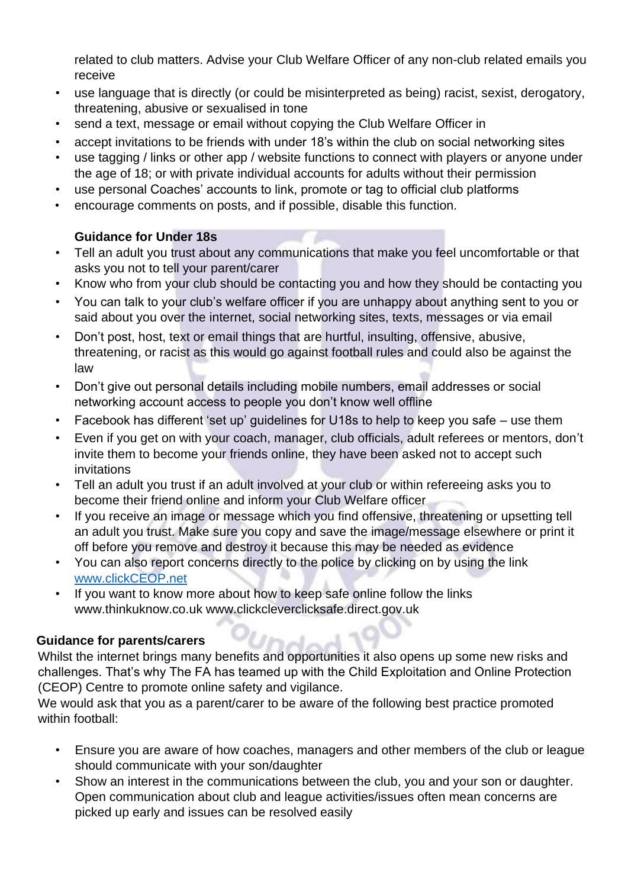related to club matters. Advise your Club Welfare Officer of any non-club related emails you receive

- use language that is directly (or could be misinterpreted as being) racist, sexist, derogatory, threatening, abusive or sexualised in tone
- send a text, message or email without copying the Club Welfare Officer in
- accept invitations to be friends with under 18's within the club on social networking sites
- use tagging / links or other app / website functions to connect with players or anyone under the age of 18; or with private individual accounts for adults without their permission
- use personal Coaches' accounts to link, promote or tag to official club platforms
- encourage comments on posts, and if possible, disable this function.

**Guidance for Under 18s**

- Tell an adult you trust about any communications that make you feel uncomfortable or that asks you not to tell your parent/carer
- Know who from your club should be contacting you and how they should be contacting you
- You can talk to your club's welfare officer if you are unhappy about anything sent to you or said about you over the internet, social networking sites, texts, messages or via email
- Don't post, host, text or email things that are hurtful, insulting, offensive, abusive, threatening, or racist as this would go against football rules and could also be against the law
- Don't give out personal details including mobile numbers, email addresses or social networking account access to people you don't know well offline
- Facebook has different 'set up' guidelines for U18s to help to keep you safe – use them
- Even if you get on with your coach, manager, club officials, adult referees or mentors, don't invite them to become your friends online, they have been asked not to accept such invitations
- Tell an adult you trust if an adult involved at your club or within refereeing asks you to become their friend online and inform your Club Welfare officer
- If you receive an image or message which you find offensive, threatening or upsetting tell an adult you trust. Make sure you copy and save the image/message elsewhere or print it off before you remove and destroy it because this may be needed as evidence
- You can also report concerns directly to the police by clicking on by using the link [www.clickCEOP.net](www.clickCEOP.net)
- If you want to know more about how to keep safe online follow the links www.thinkuknow.co.uk www.clickcleverclicksafe.direct.gov.uk

**Guidance for parents/carers**

Whilst the internet brings many benefits and opportunities it also opens up some new risks and challenges. That's why The FA has teamed up with the Child Exploitation and Online Protection (CEOP) Centre to promote online safety and vigilance.
We would ask that you as a parent/carer to be aware of the following best practice promoted within football:

- Ensure you are aware of how coaches, managers and other members of the club or league should communicate with your son/daughter
- Show an interest in the communications between the club, you and your son or daughter. Open communication about club and league activities/issues often mean concerns are picked up early and issues can be resolved easily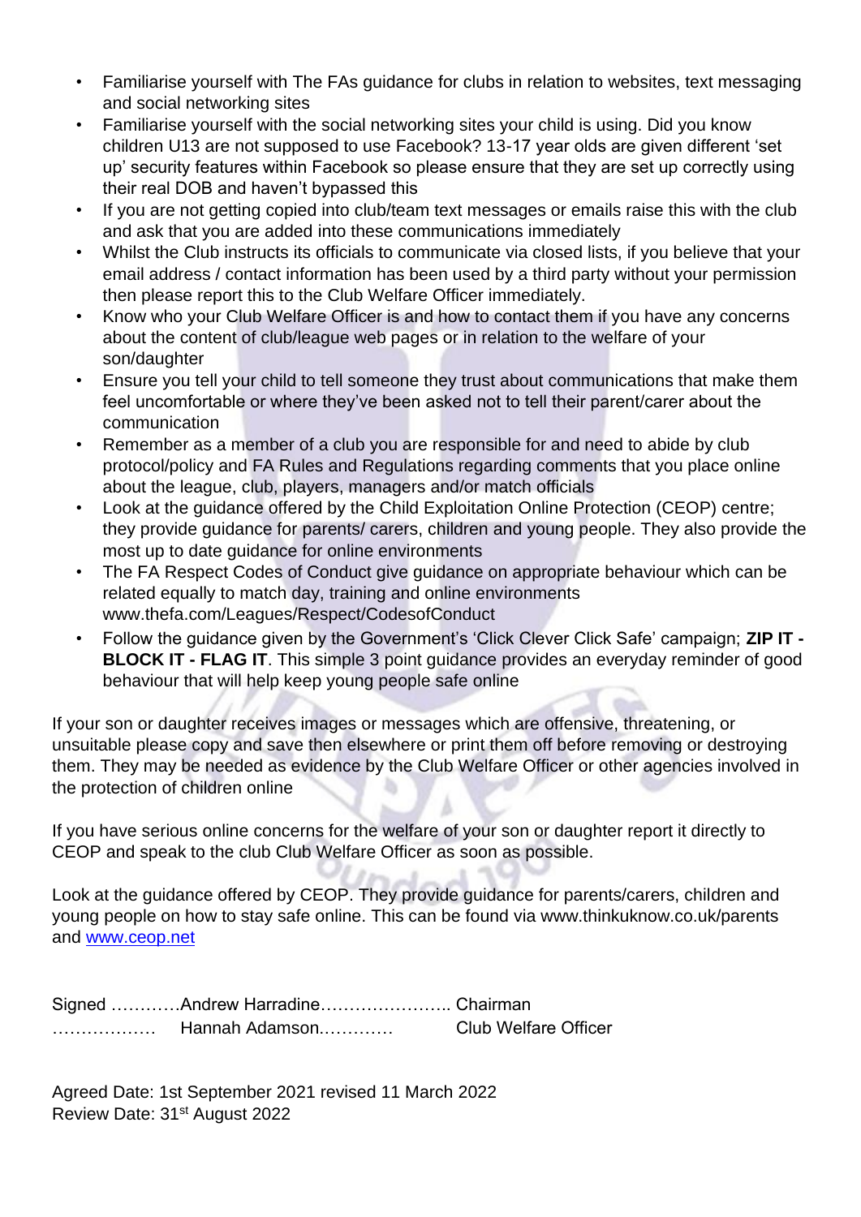- Familiarise yourself with The FAs guidance for clubs in relation to websites, text messaging and social networking sites
- Familiarise yourself with the social networking sites your child is using. Did you know children U13 are not supposed to use Facebook? 13-17 year olds are given different 'set up' security features within Facebook so please ensure that they are set up correctly using their real DOB and haven't bypassed this
- If you are not getting copied into club/team text messages or emails raise this with the club and ask that you are added into these communications immediately
- Whilst the Club instructs its officials to communicate via closed lists, if you believe that your email address / contact information has been used by a third party without your permission then please report this to the Club Welfare Officer immediately.
- Know who your Club Welfare Officer is and how to contact them if you have any concerns about the content of club/league web pages or in relation to the welfare of your son/daughter
- Ensure you tell your child to tell someone they trust about communications that make them feel uncomfortable or where they've been asked not to tell their parent/carer about the communication
- Remember as a member of a club you are responsible for and need to abide by club protocol/policy and FA Rules and Regulations regarding comments that you place online about the league, club, players, managers and/or match officials
- Look at the guidance offered by the Child Exploitation Online Protection (CEOP) centre; they provide guidance for parents/ carers, children and young people. They also provide the most up to date guidance for online environments
- The FA Respect Codes of Conduct give guidance on appropriate behaviour which can be related equally to match day, training and online environments www.thefa.com/Leagues/Respect/CodesofConduct
- Follow the guidance given by the Government's 'Click Clever Click Safe' campaign; **ZIP IT - BLOCK IT - FLAG IT**. This simple 3 point guidance provides an everyday reminder of good behaviour that will help keep young people safe online

If your son or daughter receives images or messages which are offensive, threatening, or unsuitable please copy and save then elsewhere or print them off before removing or destroying them. They may be needed as evidence by the Club Welfare Officer or other agencies involved in the protection of children online

If you have serious online concerns for the welfare of your son or daughter report it directly to CEOP and speak to the club Club Welfare Officer as soon as possible.

Look at the guidance offered by CEOP. They provide guidance for parents/carers, children and young people on how to stay safe online. This can be found via www.thinkuknow.co.uk/parents and [www.ceop.net](www.ceop.net)

Signed …………Andrew Harradine………………….. Chairman

……………… Hannah Adamson…………. Club Welfare Officer

Agreed Date: 1st September 2021 revised 11 March 2022

Review Date: 31st August 2022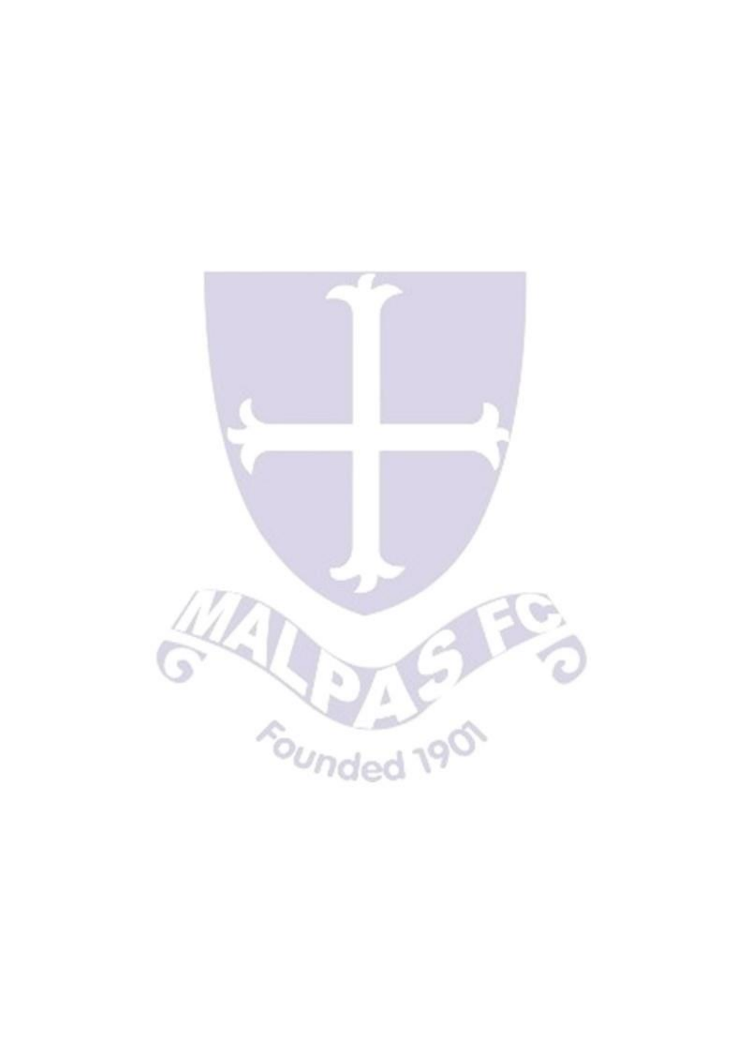MALPAS FC

Founded 1901